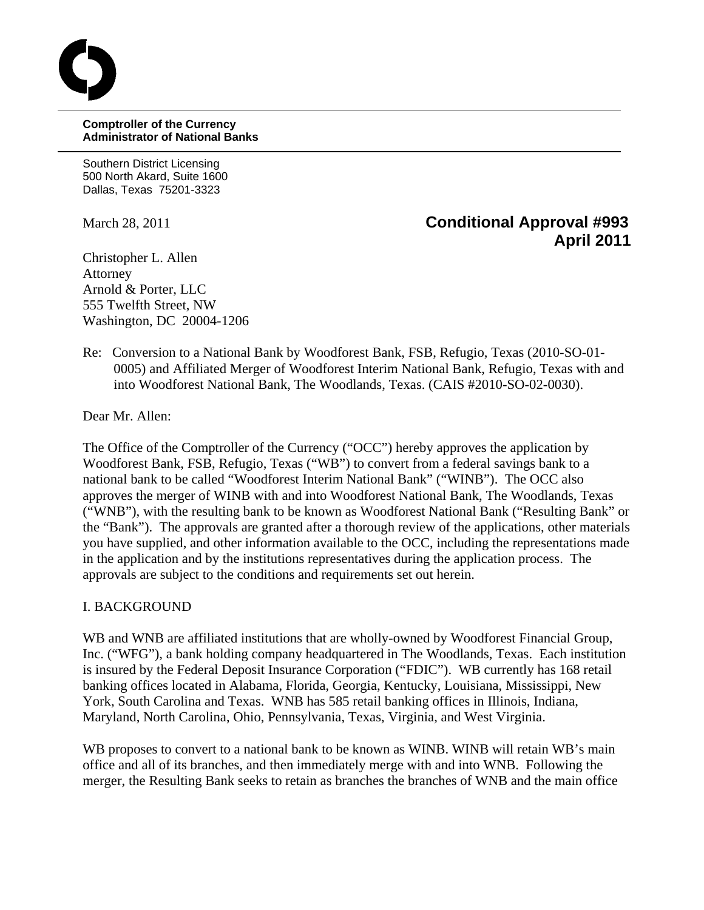**Comptroller of the Currency**
**Administrator of National Banks**

Southern District Licensing
500 North Akard, Suite 1600
Dallas, Texas 75201-3323

March 28, 2011

**Conditional Approval #993**
**April 2011**

Christopher L. Allen
Attorney
Arnold & Porter, LLC
555 Twelfth Street, NW
Washington, DC 20004-1206

Re: Conversion to a National Bank by Woodforest Bank, FSB, Refugio, Texas (2010-SO-01-0005) and Affiliated Merger of Woodforest Interim National Bank, Refugio, Texas with and into Woodforest National Bank, The Woodlands, Texas. (CAIS #2010-SO-02-0030).

Dear Mr. Allen:

The Office of the Comptroller of the Currency ("OCC") hereby approves the application by Woodforest Bank, FSB, Refugio, Texas ("WB") to convert from a federal savings bank to a national bank to be called "Woodforest Interim National Bank" ("WINB"). The OCC also approves the merger of WINB with and into Woodforest National Bank, The Woodlands, Texas ("WNB"), with the resulting bank to be known as Woodforest National Bank ("Resulting Bank" or the "Bank"). The approvals are granted after a thorough review of the applications, other materials you have supplied, and other information available to the OCC, including the representations made in the application and by the institutions representatives during the application process. The approvals are subject to the conditions and requirements set out herein.

I. BACKGROUND

WB and WNB are affiliated institutions that are wholly-owned by Woodforest Financial Group, Inc. ("WFG"), a bank holding company headquartered in The Woodlands, Texas. Each institution is insured by the Federal Deposit Insurance Corporation ("FDIC"). WB currently has 168 retail banking offices located in Alabama, Florida, Georgia, Kentucky, Louisiana, Mississippi, New York, South Carolina and Texas. WNB has 585 retail banking offices in Illinois, Indiana, Maryland, North Carolina, Ohio, Pennsylvania, Texas, Virginia, and West Virginia.

WB proposes to convert to a national bank to be known as WINB. WINB will retain WB's main office and all of its branches, and then immediately merge with and into WNB. Following the merger, the Resulting Bank seeks to retain as branches the branches of WNB and the main office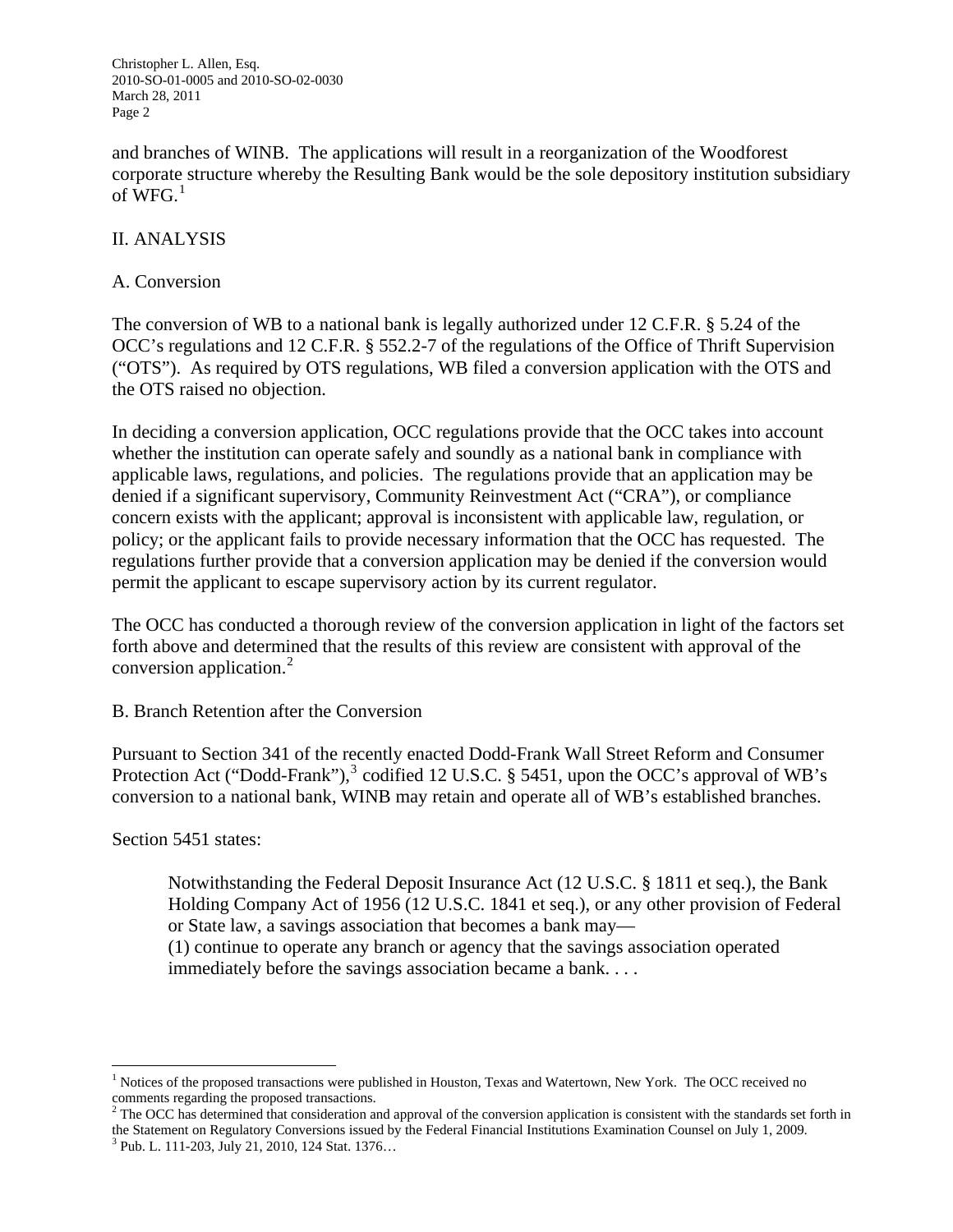and branches of WINB. The applications will result in a reorganization of the Woodforest corporate structure whereby the Resulting Bank would be the sole depository institution subsidiary of WFG.[1]

## II. ANALYSIS

### A. Conversion

The conversion of WB to a national bank is legally authorized under 12 C.F.R. § 5.24 of the OCC's regulations and 12 C.F.R. § 552.2-7 of the regulations of the Office of Thrift Supervision ("OTS"). As required by OTS regulations, WB filed a conversion application with the OTS and the OTS raised no objection.

In deciding a conversion application, OCC regulations provide that the OCC takes into account whether the institution can operate safely and soundly as a national bank in compliance with applicable laws, regulations, and policies. The regulations provide that an application may be denied if a significant supervisory, Community Reinvestment Act ("CRA"), or compliance concern exists with the applicant; approval is inconsistent with applicable law, regulation, or policy; or the applicant fails to provide necessary information that the OCC has requested. The regulations further provide that a conversion application may be denied if the conversion would permit the applicant to escape supervisory action by its current regulator.

The OCC has conducted a thorough review of the conversion application in light of the factors set forth above and determined that the results of this review are consistent with approval of the conversion application.[2]

### B. Branch Retention after the Conversion

Pursuant to Section 341 of the recently enacted Dodd-Frank Wall Street Reform and Consumer Protection Act ("Dodd-Frank"),[3] codified 12 U.S.C. § 5451, upon the OCC's approval of WB's conversion to a national bank, WINB may retain and operate all of WB's established branches.

Section 5451 states:

> Notwithstanding the Federal Deposit Insurance Act (12 U.S.C. § 1811 et seq.), the Bank Holding Company Act of 1956 (12 U.S.C. 1841 et seq.), or any other provision of Federal or State law, a savings association that becomes a bank may—
> (1) continue to operate any branch or agency that the savings association operated immediately before the savings association became a bank. . . .

---

[1] Notices of the proposed transactions were published in Houston, Texas and Watertown, New York. The OCC received no comments regarding the proposed transactions.

[2] The OCC has determined that consideration and approval of the conversion application is consistent with the standards set forth in the Statement on Regulatory Conversions issued by the Federal Financial Institutions Examination Counsel on July 1, 2009.

[3] Pub. L. 111-203, July 21, 2010, 124 Stat. 1376…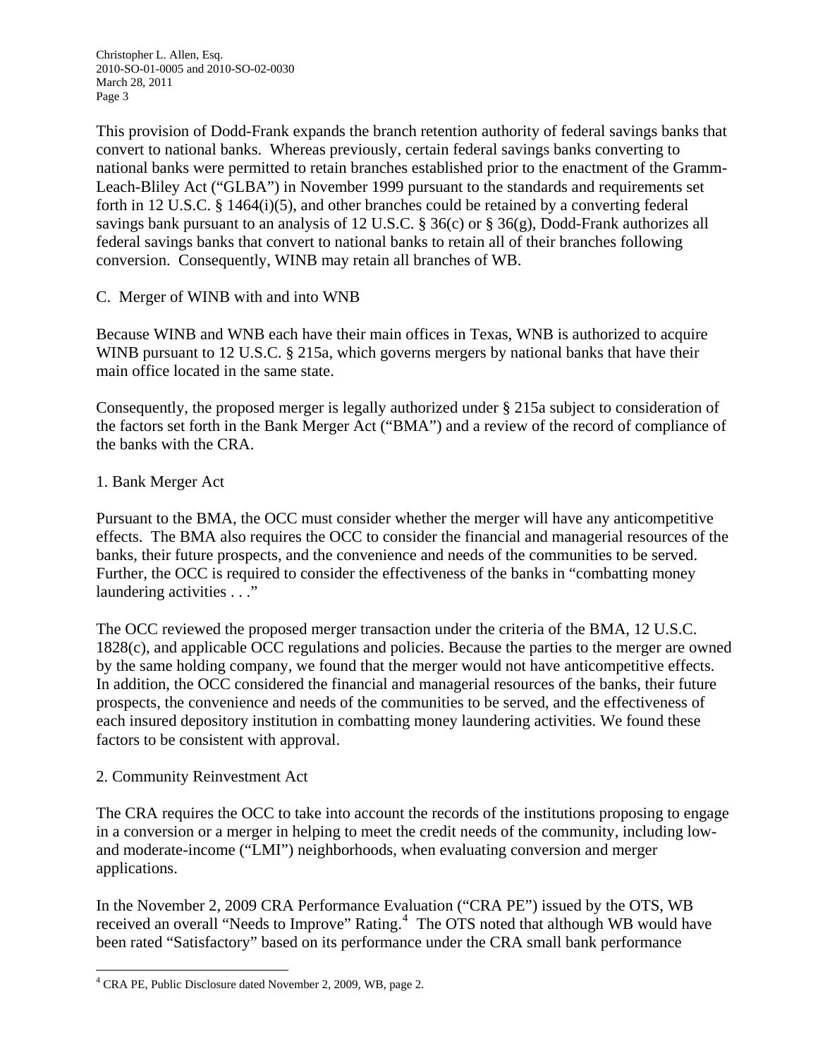This provision of Dodd-Frank expands the branch retention authority of federal savings banks that convert to national banks. Whereas previously, certain federal savings banks converting to national banks were permitted to retain branches established prior to the enactment of the Gramm-Leach-Bliley Act ("GLBA") in November 1999 pursuant to the standards and requirements set forth in 12 U.S.C. § 1464(i)(5), and other branches could be retained by a converting federal savings bank pursuant to an analysis of 12 U.S.C. § 36(c) or § 36(g), Dodd-Frank authorizes all federal savings banks that convert to national banks to retain all of their branches following conversion. Consequently, WINB may retain all branches of WB.

C. Merger of WINB with and into WNB

Because WINB and WNB each have their main offices in Texas, WNB is authorized to acquire WINB pursuant to 12 U.S.C. § 215a, which governs mergers by national banks that have their main office located in the same state.

Consequently, the proposed merger is legally authorized under § 215a subject to consideration of the factors set forth in the Bank Merger Act ("BMA") and a review of the record of compliance of the banks with the CRA.

1. Bank Merger Act

Pursuant to the BMA, the OCC must consider whether the merger will have any anticompetitive effects. The BMA also requires the OCC to consider the financial and managerial resources of the banks, their future prospects, and the convenience and needs of the communities to be served. Further, the OCC is required to consider the effectiveness of the banks in "combatting money laundering activities . . ."

The OCC reviewed the proposed merger transaction under the criteria of the BMA, 12 U.S.C. 1828(c), and applicable OCC regulations and policies. Because the parties to the merger are owned by the same holding company, we found that the merger would not have anticompetitive effects. In addition, the OCC considered the financial and managerial resources of the banks, their future prospects, the convenience and needs of the communities to be served, and the effectiveness of each insured depository institution in combatting money laundering activities. We found these factors to be consistent with approval.

2. Community Reinvestment Act

The CRA requires the OCC to take into account the records of the institutions proposing to engage in a conversion or a merger in helping to meet the credit needs of the community, including low- and moderate-income ("LMI") neighborhoods, when evaluating conversion and merger applications.

In the November 2, 2009 CRA Performance Evaluation ("CRA PE") issued by the OTS, WB received an overall "Needs to Improve" Rating.[4] The OTS noted that although WB would have been rated "Satisfactory" based on its performance under the CRA small bank performance

[4] CRA PE, Public Disclosure dated November 2, 2009, WB, page 2.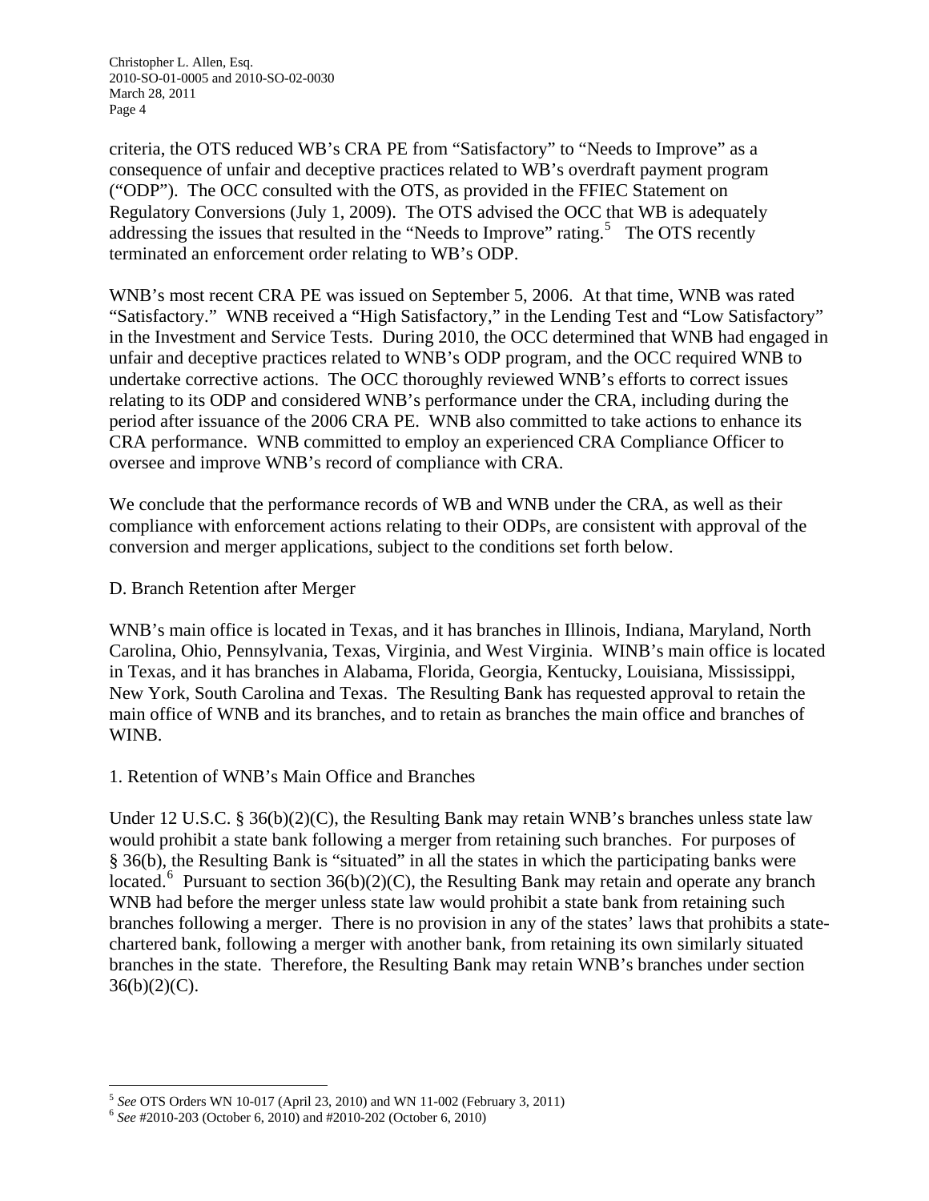criteria, the OTS reduced WB's CRA PE from "Satisfactory" to "Needs to Improve" as a consequence of unfair and deceptive practices related to WB's overdraft payment program ("ODP"). The OCC consulted with the OTS, as provided in the FFIEC Statement on Regulatory Conversions (July 1, 2009). The OTS advised the OCC that WB is adequately addressing the issues that resulted in the "Needs to Improve" rating.[5] The OTS recently terminated an enforcement order relating to WB's ODP.

WNB's most recent CRA PE was issued on September 5, 2006. At that time, WNB was rated "Satisfactory." WNB received a "High Satisfactory," in the Lending Test and "Low Satisfactory" in the Investment and Service Tests. During 2010, the OCC determined that WNB had engaged in unfair and deceptive practices related to WNB's ODP program, and the OCC required WNB to undertake corrective actions. The OCC thoroughly reviewed WNB's efforts to correct issues relating to its ODP and considered WNB's performance under the CRA, including during the period after issuance of the 2006 CRA PE. WNB also committed to take actions to enhance its CRA performance. WNB committed to employ an experienced CRA Compliance Officer to oversee and improve WNB's record of compliance with CRA.

We conclude that the performance records of WB and WNB under the CRA, as well as their compliance with enforcement actions relating to their ODPs, are consistent with approval of the conversion and merger applications, subject to the conditions set forth below.

D. Branch Retention after Merger

WNB's main office is located in Texas, and it has branches in Illinois, Indiana, Maryland, North Carolina, Ohio, Pennsylvania, Texas, Virginia, and West Virginia. WINB's main office is located in Texas, and it has branches in Alabama, Florida, Georgia, Kentucky, Louisiana, Mississippi, New York, South Carolina and Texas. The Resulting Bank has requested approval to retain the main office of WNB and its branches, and to retain as branches the main office and branches of WINB.

1. Retention of WNB's Main Office and Branches

Under 12 U.S.C. § 36(b)(2)(C), the Resulting Bank may retain WNB's branches unless state law would prohibit a state bank following a merger from retaining such branches. For purposes of § 36(b), the Resulting Bank is "situated" in all the states in which the participating banks were located.[6] Pursuant to section 36(b)(2)(C), the Resulting Bank may retain and operate any branch WNB had before the merger unless state law would prohibit a state bank from retaining such branches following a merger. There is no provision in any of the states' laws that prohibits a state-chartered bank, following a merger with another bank, from retaining its own similarly situated branches in the state. Therefore, the Resulting Bank may retain WNB's branches under section 36(b)(2)(C).

---

[5] *See* OTS Orders WN 10-017 (April 23, 2010) and WN 11-002 (February 3, 2011)

[6] *See* #2010-203 (October 6, 2010) and #2010-202 (October 6, 2010)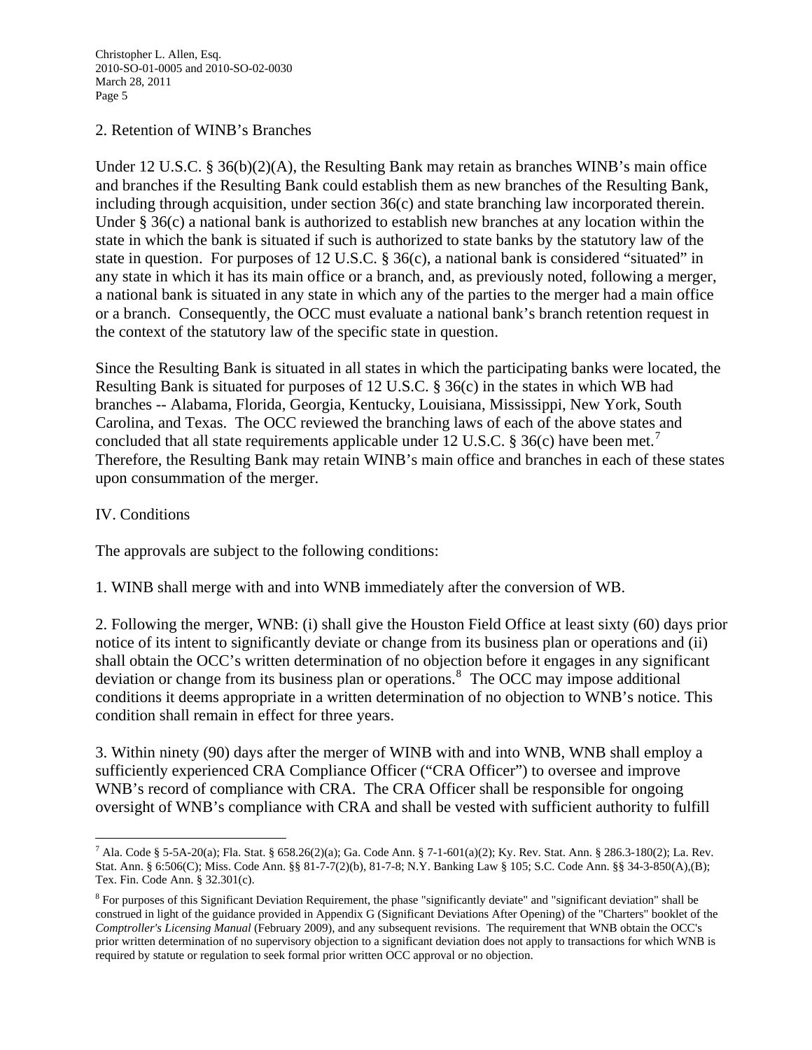2. Retention of WINB's Branches

Under 12 U.S.C. § 36(b)(2)(A), the Resulting Bank may retain as branches WINB's main office and branches if the Resulting Bank could establish them as new branches of the Resulting Bank, including through acquisition, under section 36(c) and state branching law incorporated therein. Under § 36(c) a national bank is authorized to establish new branches at any location within the state in which the bank is situated if such is authorized to state banks by the statutory law of the state in question. For purposes of 12 U.S.C. § 36(c), a national bank is considered "situated" in any state in which it has its main office or a branch, and, as previously noted, following a merger, a national bank is situated in any state in which any of the parties to the merger had a main office or a branch. Consequently, the OCC must evaluate a national bank's branch retention request in the context of the statutory law of the specific state in question.

Since the Resulting Bank is situated in all states in which the participating banks were located, the Resulting Bank is situated for purposes of 12 U.S.C. § 36(c) in the states in which WB had branches -- Alabama, Florida, Georgia, Kentucky, Louisiana, Mississippi, New York, South Carolina, and Texas. The OCC reviewed the branching laws of each of the above states and concluded that all state requirements applicable under 12 U.S.C. § 36(c) have been met.[7] Therefore, the Resulting Bank may retain WINB's main office and branches in each of these states upon consummation of the merger.

IV. Conditions

The approvals are subject to the following conditions:

1. WINB shall merge with and into WNB immediately after the conversion of WB.

2. Following the merger, WNB: (i) shall give the Houston Field Office at least sixty (60) days prior notice of its intent to significantly deviate or change from its business plan or operations and (ii) shall obtain the OCC's written determination of no objection before it engages in any significant deviation or change from its business plan or operations.[8] The OCC may impose additional conditions it deems appropriate in a written determination of no objection to WNB's notice. This condition shall remain in effect for three years.

3. Within ninety (90) days after the merger of WINB with and into WNB, WNB shall employ a sufficiently experienced CRA Compliance Officer ("CRA Officer") to oversee and improve WNB's record of compliance with CRA. The CRA Officer shall be responsible for ongoing oversight of WNB's compliance with CRA and shall be vested with sufficient authority to fulfill

---

[7] Ala. Code § 5-5A-20(a); Fla. Stat. § 658.26(2)(a); Ga. Code Ann. § 7-1-601(a)(2); Ky. Rev. Stat. Ann. § 286.3-180(2); La. Rev. Stat. Ann. § 6:506(C); Miss. Code Ann. §§ 81-7-7(2)(b), 81-7-8; N.Y. Banking Law § 105; S.C. Code Ann. §§ 34-3-850(A),(B); Tex. Fin. Code Ann. § 32.301(c).

[8] For purposes of this Significant Deviation Requirement, the phase "significantly deviate" and "significant deviation" shall be construed in light of the guidance provided in Appendix G (Significant Deviations After Opening) of the "Charters" booklet of the *Comptroller's Licensing Manual* (February 2009), and any subsequent revisions. The requirement that WNB obtain the OCC's prior written determination of no supervisory objection to a significant deviation does not apply to transactions for which WNB is required by statute or regulation to seek formal prior written OCC approval or no objection.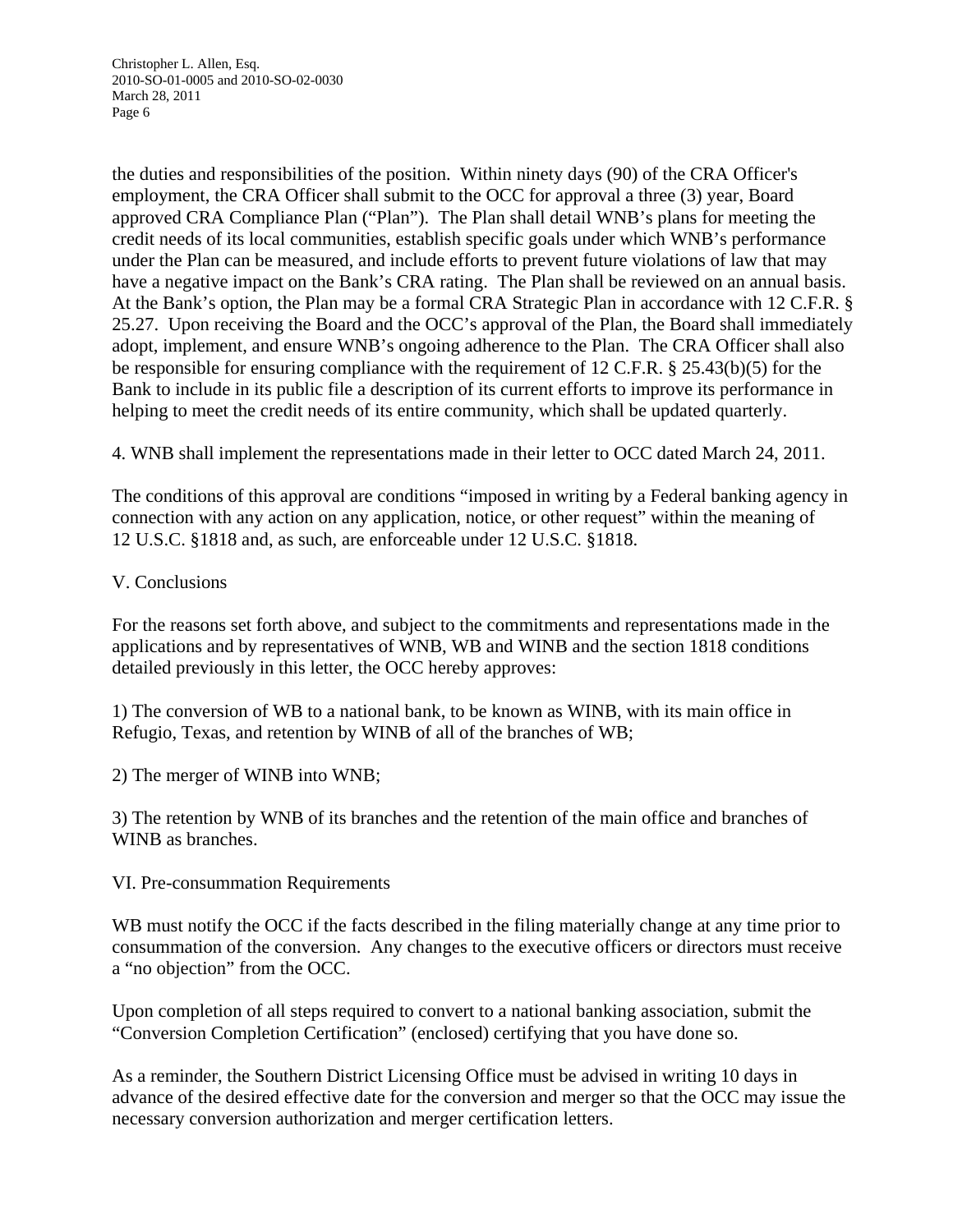the duties and responsibilities of the position. Within ninety days (90) of the CRA Officer's employment, the CRA Officer shall submit to the OCC for approval a three (3) year, Board approved CRA Compliance Plan ("Plan"). The Plan shall detail WNB's plans for meeting the credit needs of its local communities, establish specific goals under which WNB's performance under the Plan can be measured, and include efforts to prevent future violations of law that may have a negative impact on the Bank's CRA rating. The Plan shall be reviewed on an annual basis. At the Bank's option, the Plan may be a formal CRA Strategic Plan in accordance with 12 C.F.R. § 25.27. Upon receiving the Board and the OCC's approval of the Plan, the Board shall immediately adopt, implement, and ensure WNB's ongoing adherence to the Plan. The CRA Officer shall also be responsible for ensuring compliance with the requirement of 12 C.F.R. § 25.43(b)(5) for the Bank to include in its public file a description of its current efforts to improve its performance in helping to meet the credit needs of its entire community, which shall be updated quarterly.

4. WNB shall implement the representations made in their letter to OCC dated March 24, 2011.

The conditions of this approval are conditions "imposed in writing by a Federal banking agency in connection with any action on any application, notice, or other request" within the meaning of 12 U.S.C. §1818 and, as such, are enforceable under 12 U.S.C. §1818.

## V. Conclusions

For the reasons set forth above, and subject to the commitments and representations made in the applications and by representatives of WNB, WB and WINB and the section 1818 conditions detailed previously in this letter, the OCC hereby approves:

1) The conversion of WB to a national bank, to be known as WINB, with its main office in Refugio, Texas, and retention by WINB of all of the branches of WB;

2) The merger of WINB into WNB;

3) The retention by WNB of its branches and the retention of the main office and branches of WINB as branches.

## VI. Pre-consummation Requirements

WB must notify the OCC if the facts described in the filing materially change at any time prior to consummation of the conversion. Any changes to the executive officers or directors must receive a "no objection" from the OCC.

Upon completion of all steps required to convert to a national banking association, submit the "Conversion Completion Certification" (enclosed) certifying that you have done so.

As a reminder, the Southern District Licensing Office must be advised in writing 10 days in advance of the desired effective date for the conversion and merger so that the OCC may issue the necessary conversion authorization and merger certification letters.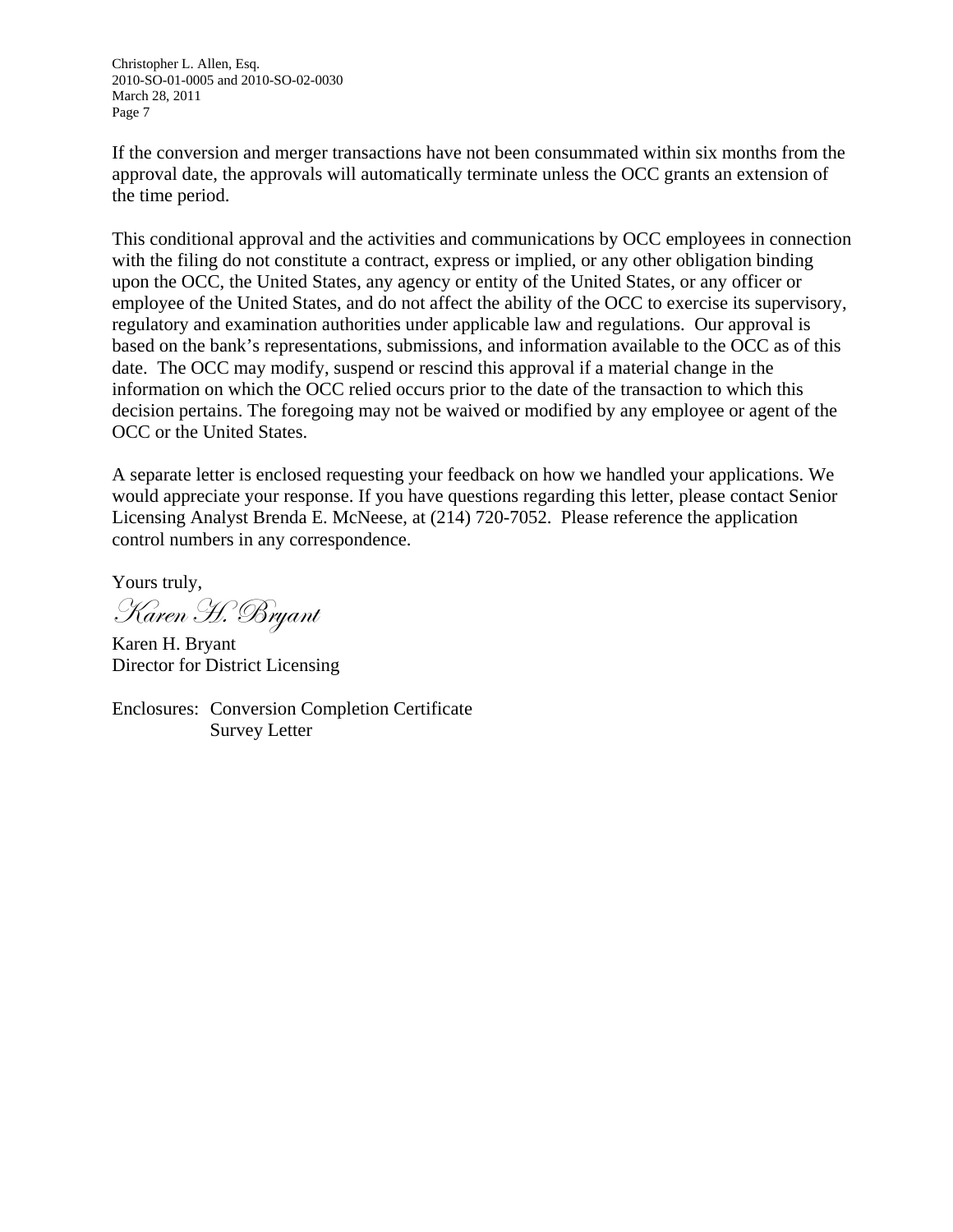If the conversion and merger transactions have not been consummated within six months from the approval date, the approvals will automatically terminate unless the OCC grants an extension of the time period.

This conditional approval and the activities and communications by OCC employees in connection with the filing do not constitute a contract, express or implied, or any other obligation binding upon the OCC, the United States, any agency or entity of the United States, or any officer or employee of the United States, and do not affect the ability of the OCC to exercise its supervisory, regulatory and examination authorities under applicable law and regulations. Our approval is based on the bank's representations, submissions, and information available to the OCC as of this date. The OCC may modify, suspend or rescind this approval if a material change in the information on which the OCC relied occurs prior to the date of the transaction to which this decision pertains. The foregoing may not be waived or modified by any employee or agent of the OCC or the United States.

A separate letter is enclosed requesting your feedback on how we handled your applications. We would appreciate your response. If you have questions regarding this letter, please contact Senior Licensing Analyst Brenda E. McNeese, at (214) 720-7052. Please reference the application control numbers in any correspondence.

Yours truly,

*Karen H. Bryant*

Karen H. Bryant
Director for District Licensing

Enclosures: Conversion Completion Certificate
Survey Letter